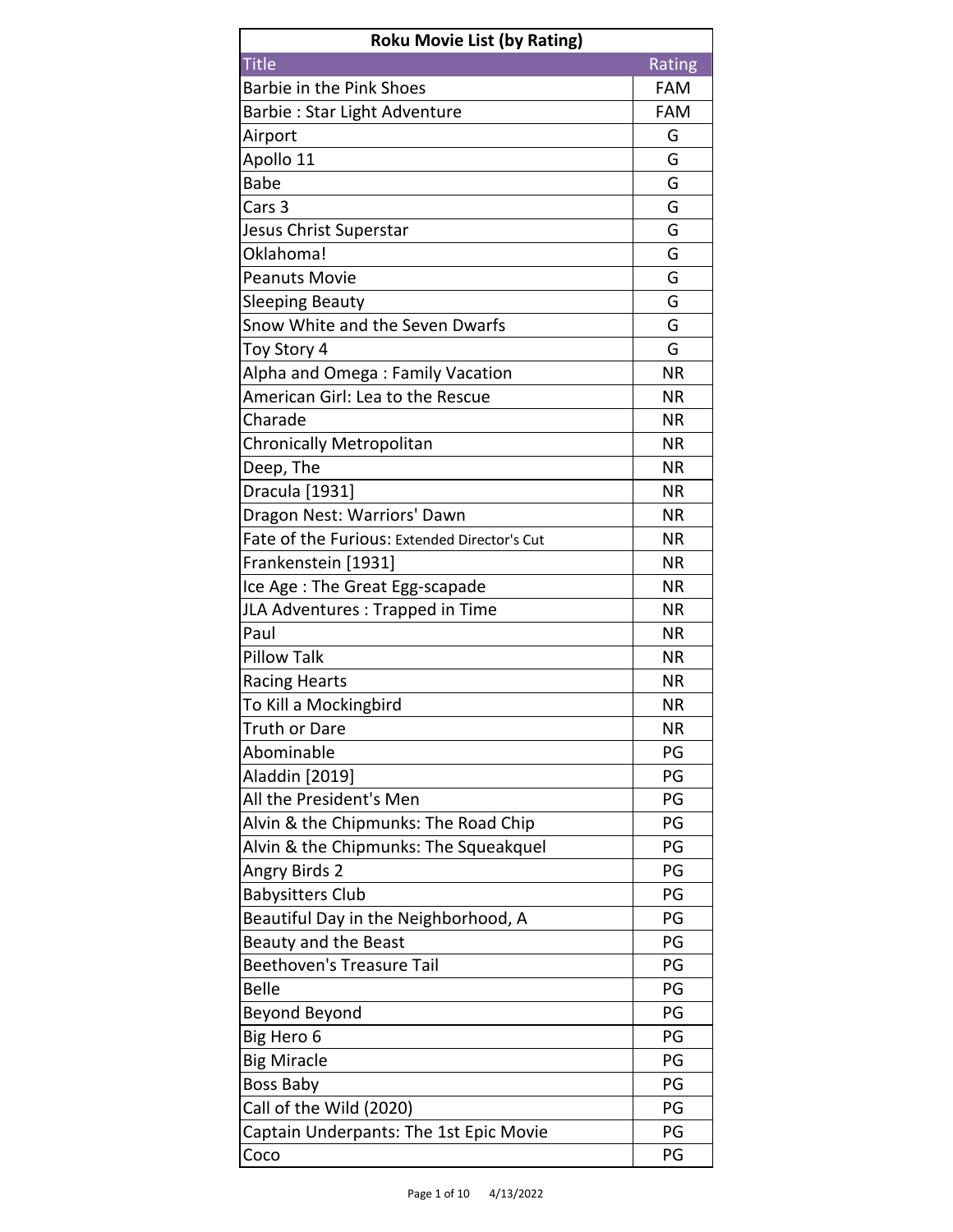| Roku Movie List (by Rating) | |
|---|---|
| Title | Rating |
| Barbie in the Pink Shoes | FAM |
| Barbie : Star Light Adventure | FAM |
| Airport | G |
| Apollo 11 | G |
| Babe | G |
| Cars 3 | G |
| Jesus Christ Superstar | G |
| Oklahoma! | G |
| Peanuts Movie | G |
| Sleeping Beauty | G |
| Snow White and the Seven Dwarfs | G |
| Toy Story 4 | G |
| Alpha and Omega : Family Vacation | NR |
| American Girl: Lea to the Rescue | NR |
| Charade | NR |
| Chronically Metropolitan | NR |
| Deep, The | NR |
| Dracula [1931] | NR |
| Dragon Nest: Warriors' Dawn | NR |
| Fate of the Furious: Extended Director's Cut | NR |
| Frankenstein [1931] | NR |
| Ice Age : The Great Egg-scapade | NR |
| JLA Adventures : Trapped in Time | NR |
| Paul | NR |
| Pillow Talk | NR |
| Racing Hearts | NR |
| To Kill a Mockingbird | NR |
| Truth or Dare | NR |
| Abominable | PG |
| Aladdin [2019] | PG |
| All the President's Men | PG |
| Alvin & the Chipmunks: The Road Chip | PG |
| Alvin & the Chipmunks: The Squeakquel | PG |
| Angry Birds 2 | PG |
| Babysitters Club | PG |
| Beautiful Day in the Neighborhood, A | PG |
| Beauty and the Beast | PG |
| Beethoven's Treasure Tail | PG |
| Belle | PG |
| Beyond Beyond | PG |
| Big Hero 6 | PG |
| Big Miracle | PG |
| Boss Baby | PG |
| Call of the Wild (2020) | PG |
| Captain Underpants: The 1st Epic Movie | PG |
| Coco | PG |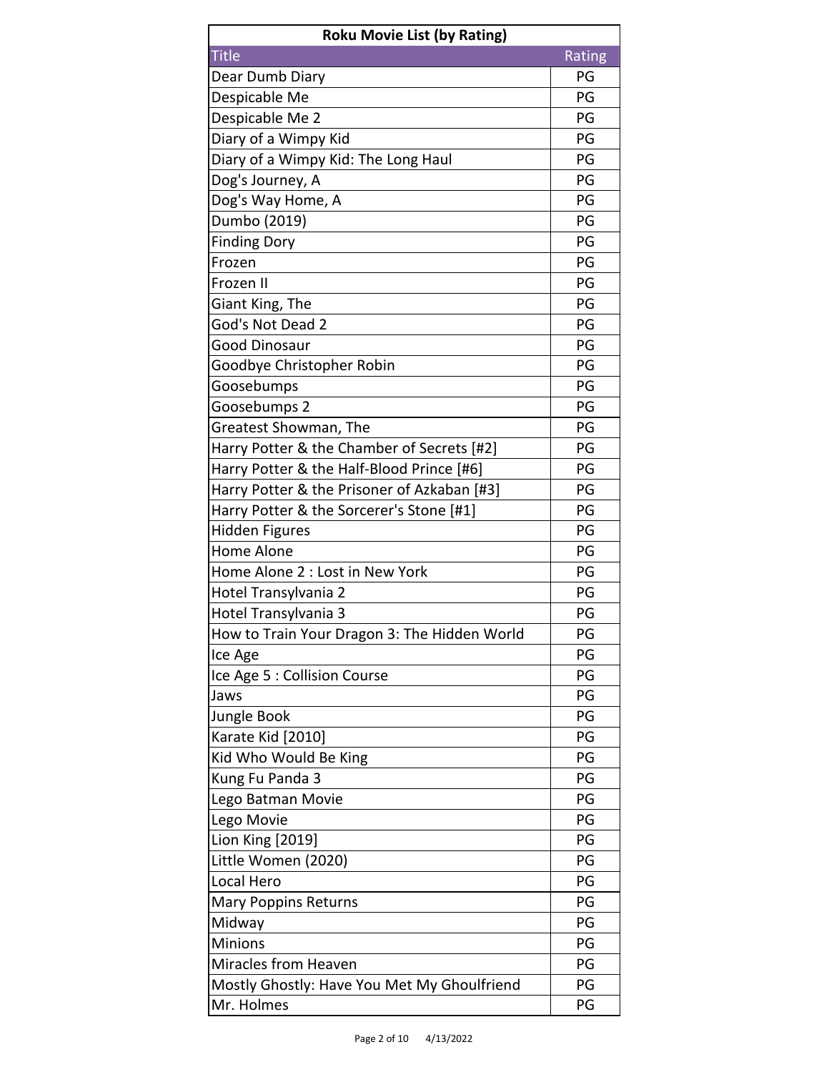| Roku Movie List (by Rating) | |
|---|---|
| Title | Rating |
| Dear Dumb Diary | PG |
| Despicable Me | PG |
| Despicable Me 2 | PG |
| Diary of a Wimpy Kid | PG |
| Diary of a Wimpy Kid: The Long Haul | PG |
| Dog's Journey, A | PG |
| Dog's Way Home, A | PG |
| Dumbo (2019) | PG |
| Finding Dory | PG |
| Frozen | PG |
| Frozen II | PG |
| Giant King, The | PG |
| God's Not Dead 2 | PG |
| Good Dinosaur | PG |
| Goodbye Christopher Robin | PG |
| Goosebumps | PG |
| Goosebumps 2 | PG |
| Greatest Showman, The | PG |
| Harry Potter & the Chamber of Secrets [#2] | PG |
| Harry Potter & the Half-Blood Prince [#6] | PG |
| Harry Potter & the Prisoner of Azkaban [#3] | PG |
| Harry Potter & the Sorcerer's Stone [#1] | PG |
| Hidden Figures | PG |
| Home Alone | PG |
| Home Alone 2 : Lost in New York | PG |
| Hotel Transylvania 2 | PG |
| Hotel Transylvania 3 | PG |
| How to Train Your Dragon 3: The Hidden World | PG |
| Ice Age | PG |
| Ice Age 5 : Collision Course | PG |
| Jaws | PG |
| Jungle Book | PG |
| Karate Kid [2010] | PG |
| Kid Who Would Be King | PG |
| Kung Fu Panda 3 | PG |
| Lego Batman Movie | PG |
| Lego Movie | PG |
| Lion King [2019] | PG |
| Little Women (2020) | PG |
| Local Hero | PG |
| Mary Poppins Returns | PG |
| Midway | PG |
| Minions | PG |
| Miracles from Heaven | PG |
| Mostly Ghostly: Have You Met My Ghoulfriend | PG |
| Mr. Holmes | PG |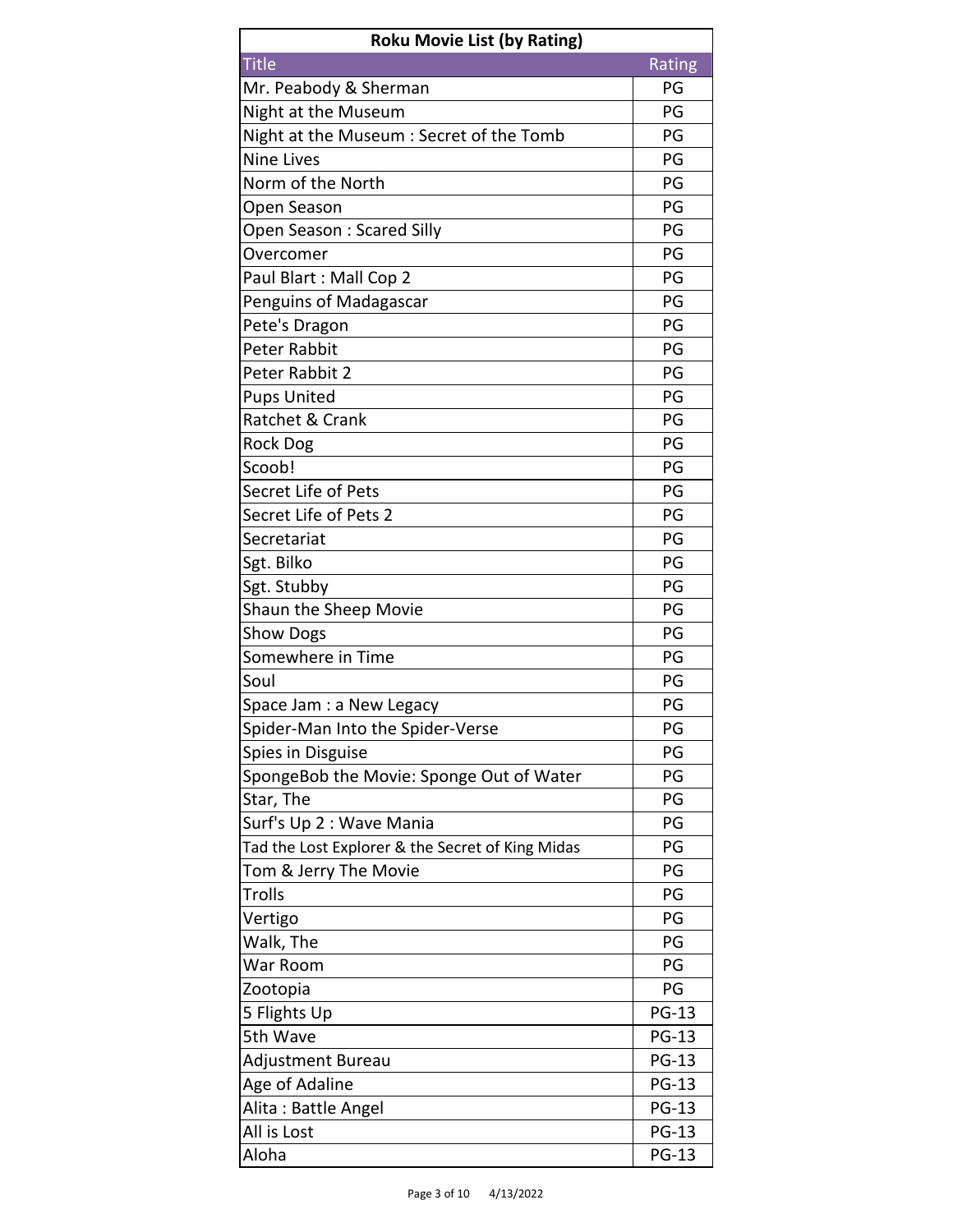**Roku Movie List (by Rating)**

| Title | Rating |
|---|---|
| Mr. Peabody & Sherman | PG |
| Night at the Museum | PG |
| Night at the Museum : Secret of the Tomb | PG |
| Nine Lives | PG |
| Norm of the North | PG |
| Open Season | PG |
| Open Season : Scared Silly | PG |
| Overcomer | PG |
| Paul Blart : Mall Cop 2 | PG |
| Penguins of Madagascar | PG |
| Pete's Dragon | PG |
| Peter Rabbit | PG |
| Peter Rabbit 2 | PG |
| Pups United | PG |
| Ratchet & Crank | PG |
| Rock Dog | PG |
| Scoob! | PG |
| Secret Life of Pets | PG |
| Secret Life of Pets 2 | PG |
| Secretariat | PG |
| Sgt. Bilko | PG |
| Sgt. Stubby | PG |
| Shaun the Sheep Movie | PG |
| Show Dogs | PG |
| Somewhere in Time | PG |
| Soul | PG |
| Space Jam : a New Legacy | PG |
| Spider-Man Into the Spider-Verse | PG |
| Spies in Disguise | PG |
| SpongeBob the Movie: Sponge Out of Water | PG |
| Star, The | PG |
| Surf's Up 2 : Wave Mania | PG |
| Tad the Lost Explorer & the Secret of King Midas | PG |
| Tom & Jerry The Movie | PG |
| Trolls | PG |
| Vertigo | PG |
| Walk, The | PG |
| War Room | PG |
| Zootopia | PG |
| 5 Flights Up | PG-13 |
| 5th Wave | PG-13 |
| Adjustment Bureau | PG-13 |
| Age of Adaline | PG-13 |
| Alita : Battle Angel | PG-13 |
| All is Lost | PG-13 |
| Aloha | PG-13 |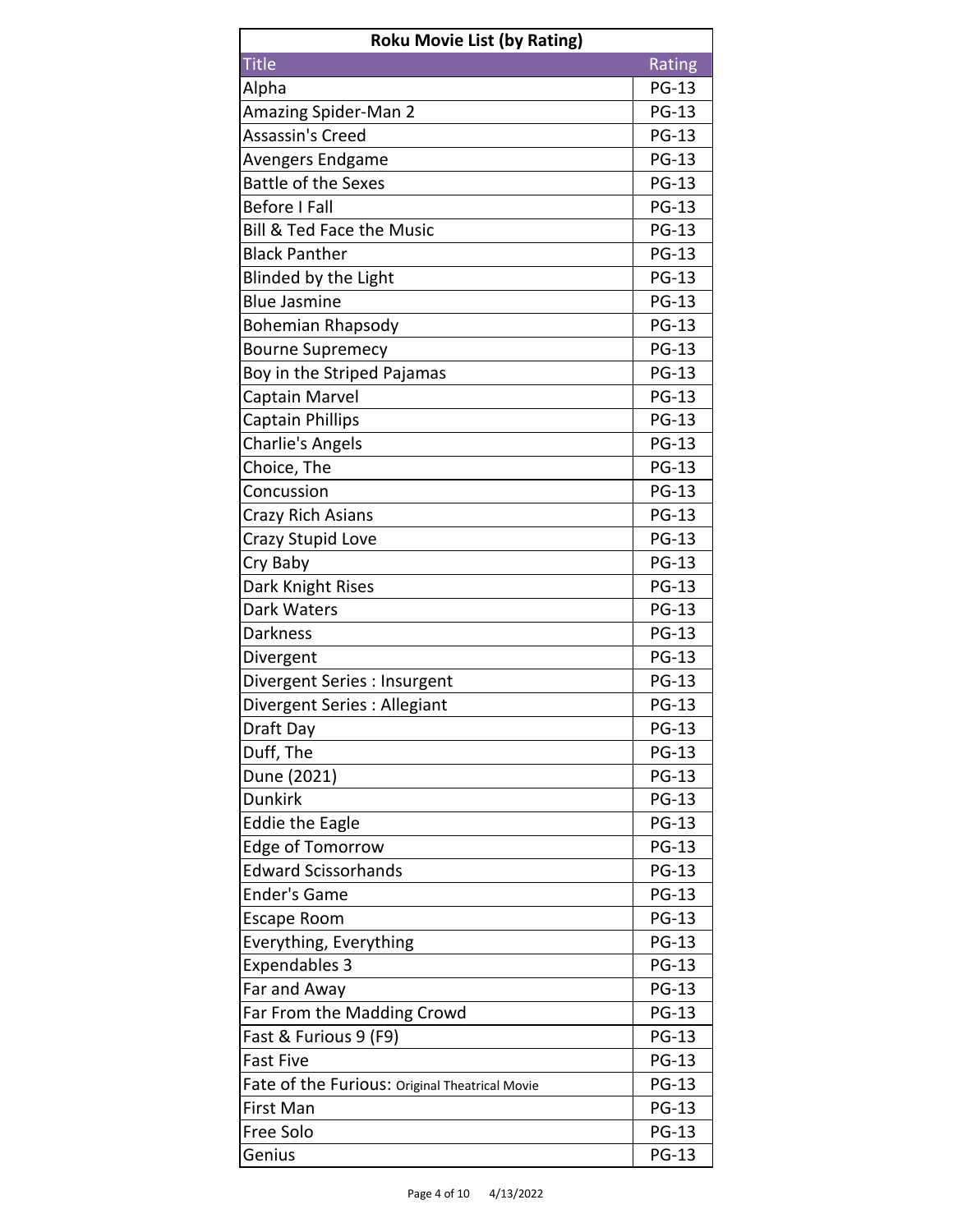| Roku Movie List (by Rating) | |
|---|---|
| Title | Rating |
| Alpha | PG-13 |
| Amazing Spider-Man 2 | PG-13 |
| Assassin's Creed | PG-13 |
| Avengers Endgame | PG-13 |
| Battle of the Sexes | PG-13 |
| Before I Fall | PG-13 |
| Bill & Ted Face the Music | PG-13 |
| Black Panther | PG-13 |
| Blinded by the Light | PG-13 |
| Blue Jasmine | PG-13 |
| Bohemian Rhapsody | PG-13 |
| Bourne Supremecy | PG-13 |
| Boy in the Striped Pajamas | PG-13 |
| Captain Marvel | PG-13 |
| Captain Phillips | PG-13 |
| Charlie's Angels | PG-13 |
| Choice, The | PG-13 |
| Concussion | PG-13 |
| Crazy Rich Asians | PG-13 |
| Crazy Stupid Love | PG-13 |
| Cry Baby | PG-13 |
| Dark Knight Rises | PG-13 |
| Dark Waters | PG-13 |
| Darkness | PG-13 |
| Divergent | PG-13 |
| Divergent Series : Insurgent | PG-13 |
| Divergent Series : Allegiant | PG-13 |
| Draft Day | PG-13 |
| Duff, The | PG-13 |
| Dune (2021) | PG-13 |
| Dunkirk | PG-13 |
| Eddie the Eagle | PG-13 |
| Edge of Tomorrow | PG-13 |
| Edward Scissorhands | PG-13 |
| Ender's Game | PG-13 |
| Escape Room | PG-13 |
| Everything, Everything | PG-13 |
| Expendables 3 | PG-13 |
| Far and Away | PG-13 |
| Far From the Madding Crowd | PG-13 |
| Fast & Furious 9 (F9) | PG-13 |
| Fast Five | PG-13 |
| Fate of the Furious: Original Theatrical Movie | PG-13 |
| First Man | PG-13 |
| Free Solo | PG-13 |
| Genius | PG-13 |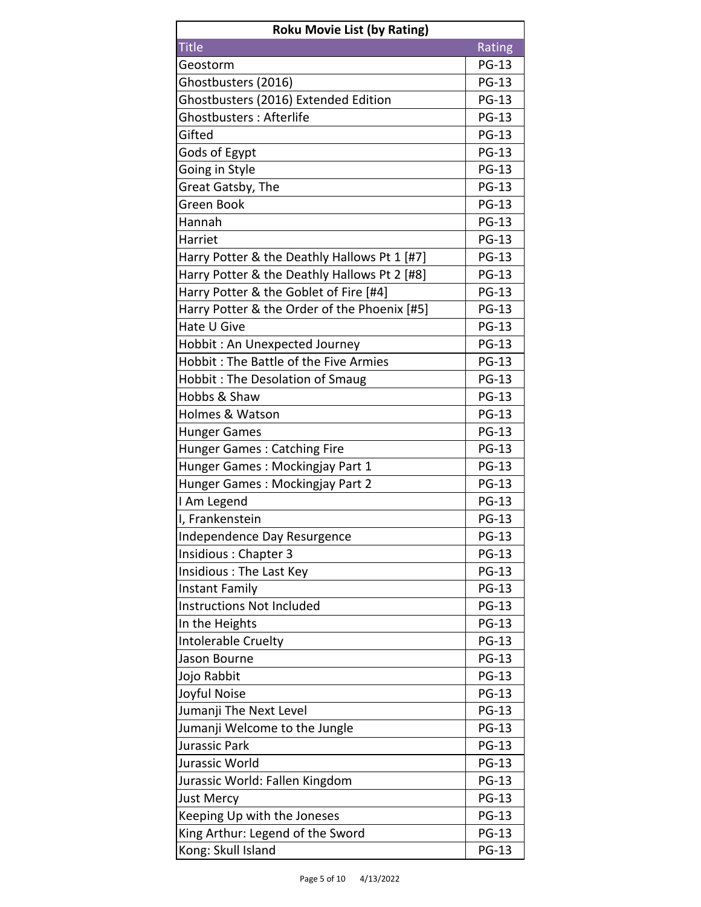| Roku Movie List (by Rating) | |
|---|---|
| Title | Rating |
| Geostorm | PG-13 |
| Ghostbusters (2016) | PG-13 |
| Ghostbusters (2016) Extended Edition | PG-13 |
| Ghostbusters : Afterlife | PG-13 |
| Gifted | PG-13 |
| Gods of Egypt | PG-13 |
| Going in Style | PG-13 |
| Great Gatsby, The | PG-13 |
| Green Book | PG-13 |
| Hannah | PG-13 |
| Harriet | PG-13 |
| Harry Potter & the Deathly Hallows Pt 1 [#7] | PG-13 |
| Harry Potter & the Deathly Hallows Pt 2 [#8] | PG-13 |
| Harry Potter & the Goblet of Fire [#4] | PG-13 |
| Harry Potter & the Order of the Phoenix [#5] | PG-13 |
| Hate U Give | PG-13 |
| Hobbit : An Unexpected Journey | PG-13 |
| Hobbit : The Battle of the Five Armies | PG-13 |
| Hobbit : The Desolation of Smaug | PG-13 |
| Hobbs & Shaw | PG-13 |
| Holmes & Watson | PG-13 |
| Hunger Games | PG-13 |
| Hunger Games : Catching Fire | PG-13 |
| Hunger Games : Mockingjay Part 1 | PG-13 |
| Hunger Games : Mockingjay Part 2 | PG-13 |
| I Am Legend | PG-13 |
| I, Frankenstein | PG-13 |
| Independence Day Resurgence | PG-13 |
| Insidious : Chapter 3 | PG-13 |
| Insidious : The Last Key | PG-13 |
| Instant Family | PG-13 |
| Instructions Not Included | PG-13 |
| In the Heights | PG-13 |
| Intolerable Cruelty | PG-13 |
| Jason Bourne | PG-13 |
| Jojo Rabbit | PG-13 |
| Joyful Noise | PG-13 |
| Jumanji The Next Level | PG-13 |
| Jumanji Welcome to the Jungle | PG-13 |
| Jurassic Park | PG-13 |
| Jurassic World | PG-13 |
| Jurassic World: Fallen Kingdom | PG-13 |
| Just Mercy | PG-13 |
| Keeping Up with the Joneses | PG-13 |
| King Arthur: Legend of the Sword | PG-13 |
| Kong: Skull Island | PG-13 |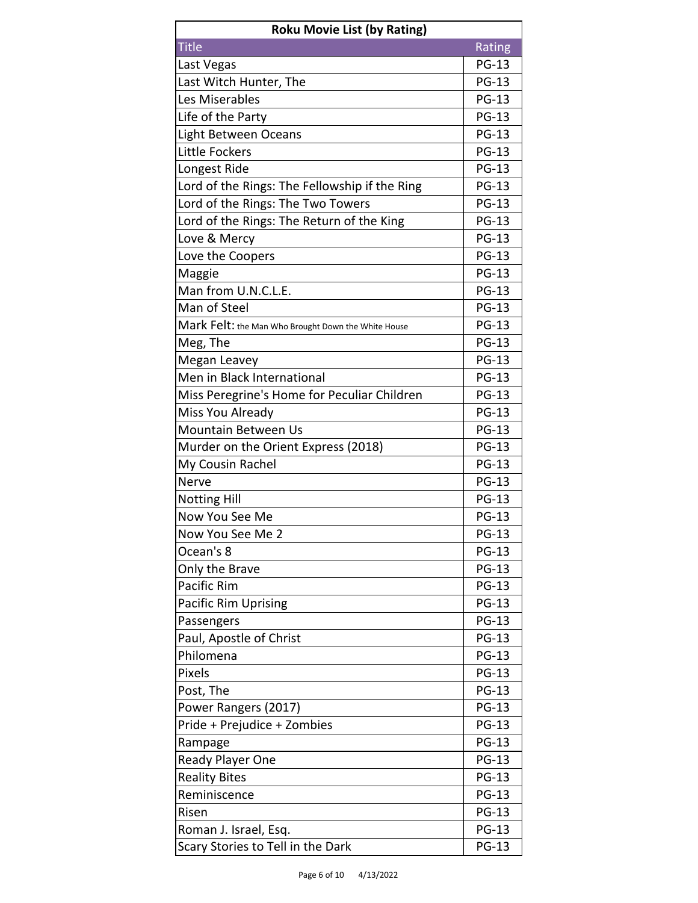| Roku Movie List (by Rating) | |
|---|---|
| Title | Rating |
| Last Vegas | PG-13 |
| Last Witch Hunter, The | PG-13 |
| Les Miserables | PG-13 |
| Life of the Party | PG-13 |
| Light Between Oceans | PG-13 |
| Little Fockers | PG-13 |
| Longest Ride | PG-13 |
| Lord of the Rings: The Fellowship if the Ring | PG-13 |
| Lord of the Rings: The Two Towers | PG-13 |
| Lord of the Rings: The Return of the King | PG-13 |
| Love & Mercy | PG-13 |
| Love the Coopers | PG-13 |
| Maggie | PG-13 |
| Man from U.N.C.L.E. | PG-13 |
| Man of Steel | PG-13 |
| Mark Felt: the Man Who Brought Down the White House | PG-13 |
| Meg, The | PG-13 |
| Megan Leavey | PG-13 |
| Men in Black International | PG-13 |
| Miss Peregrine's Home for Peculiar Children | PG-13 |
| Miss You Already | PG-13 |
| Mountain Between Us | PG-13 |
| Murder on the Orient Express (2018) | PG-13 |
| My Cousin Rachel | PG-13 |
| Nerve | PG-13 |
| Notting Hill | PG-13 |
| Now You See Me | PG-13 |
| Now You See Me 2 | PG-13 |
| Ocean's 8 | PG-13 |
| Only the Brave | PG-13 |
| Pacific Rim | PG-13 |
| Pacific Rim Uprising | PG-13 |
| Passengers | PG-13 |
| Paul, Apostle of Christ | PG-13 |
| Philomena | PG-13 |
| Pixels | PG-13 |
| Post, The | PG-13 |
| Power Rangers (2017) | PG-13 |
| Pride + Prejudice + Zombies | PG-13 |
| Rampage | PG-13 |
| Ready Player One | PG-13 |
| Reality Bites | PG-13 |
| Reminiscence | PG-13 |
| Risen | PG-13 |
| Roman J. Israel, Esq. | PG-13 |
| Scary Stories to Tell in the Dark | PG-13 |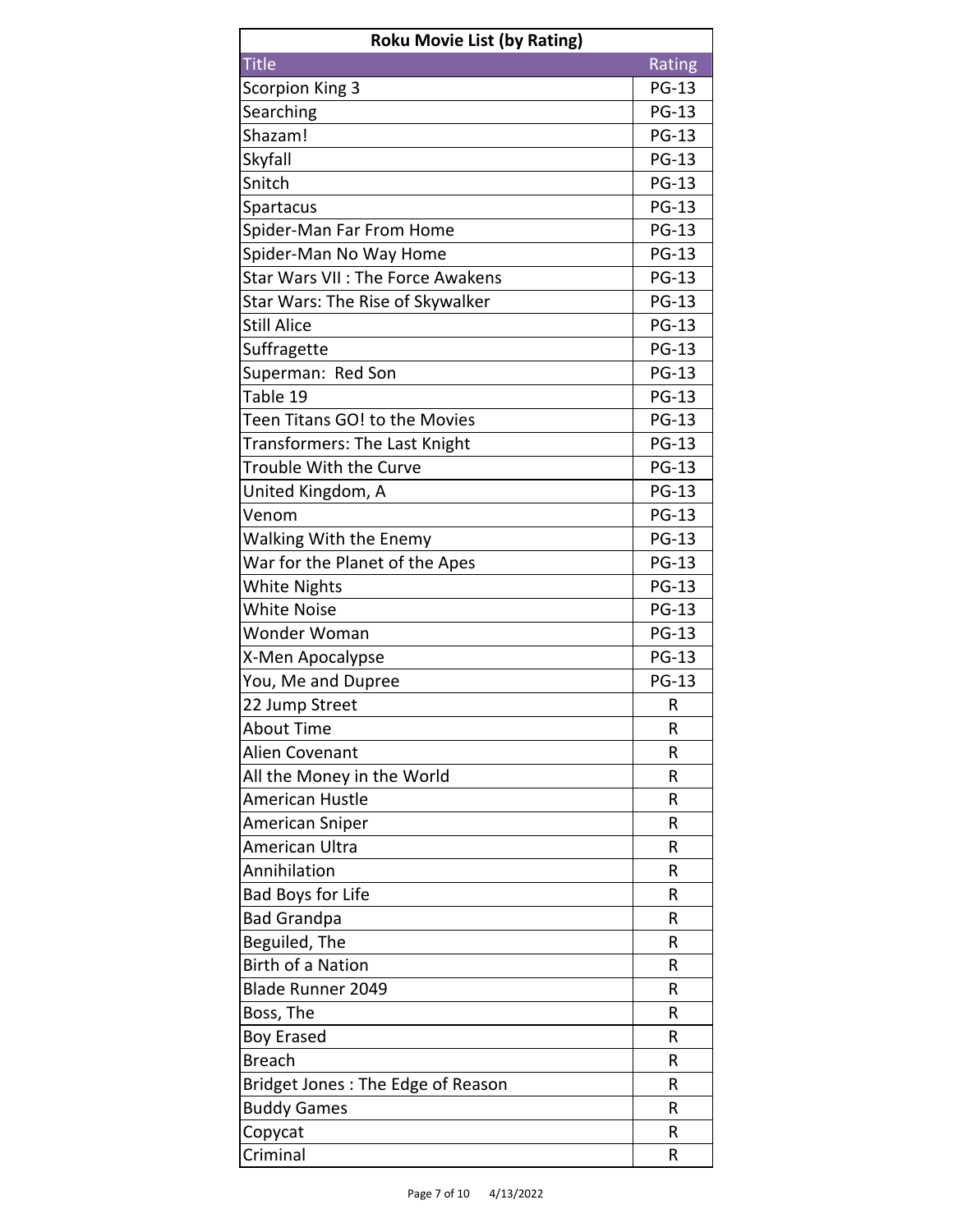| Roku Movie List (by Rating) | |
|---|---|
| Title | Rating |
| Scorpion King 3 | PG-13 |
| Searching | PG-13 |
| Shazam! | PG-13 |
| Skyfall | PG-13 |
| Snitch | PG-13 |
| Spartacus | PG-13 |
| Spider-Man Far From Home | PG-13 |
| Spider-Man No Way Home | PG-13 |
| Star Wars VII : The Force Awakens | PG-13 |
| Star Wars: The Rise of Skywalker | PG-13 |
| Still Alice | PG-13 |
| Suffragette | PG-13 |
| Superman:  Red Son | PG-13 |
| Table 19 | PG-13 |
| Teen Titans GO! to the Movies | PG-13 |
| Transformers: The Last Knight | PG-13 |
| Trouble With the Curve | PG-13 |
| United Kingdom, A | PG-13 |
| Venom | PG-13 |
| Walking With the Enemy | PG-13 |
| War for the Planet of the Apes | PG-13 |
| White Nights | PG-13 |
| White Noise | PG-13 |
| Wonder Woman | PG-13 |
| X-Men Apocalypse | PG-13 |
| You, Me and Dupree | PG-13 |
| 22 Jump Street | R |
| About Time | R |
| Alien Covenant | R |
| All the Money in the World | R |
| American Hustle | R |
| American Sniper | R |
| American Ultra | R |
| Annihilation | R |
| Bad Boys for Life | R |
| Bad Grandpa | R |
| Beguiled, The | R |
| Birth of a Nation | R |
| Blade Runner 2049 | R |
| Boss, The | R |
| Boy Erased | R |
| Breach | R |
| Bridget Jones : The Edge of Reason | R |
| Buddy Games | R |
| Copycat | R |
| Criminal | R |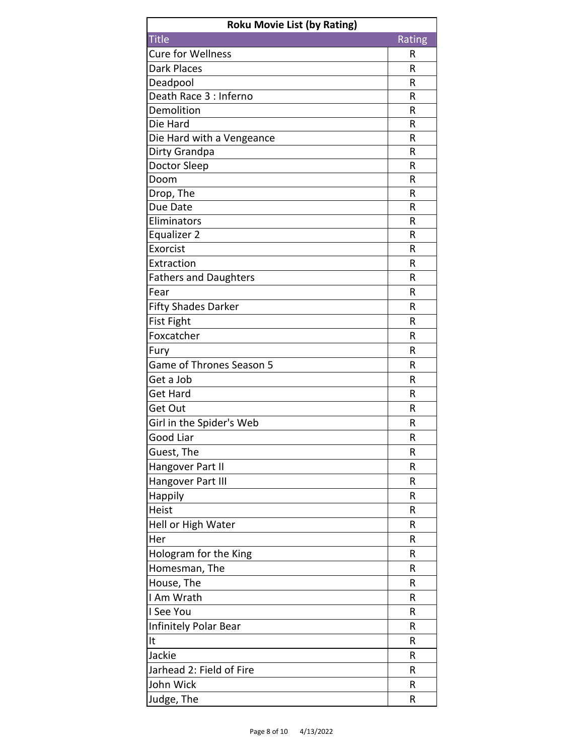| Roku Movie List (by Rating) | |
|---|---|
| Title | Rating |
| Cure for Wellness | R |
| Dark Places | R |
| Deadpool | R |
| Death Race 3 : Inferno | R |
| Demolition | R |
| Die Hard | R |
| Die Hard with a Vengeance | R |
| Dirty Grandpa | R |
| Doctor Sleep | R |
| Doom | R |
| Drop, The | R |
| Due Date | R |
| Eliminators | R |
| Equalizer 2 | R |
| Exorcist | R |
| Extraction | R |
| Fathers and Daughters | R |
| Fear | R |
| Fifty Shades Darker | R |
| Fist Fight | R |
| Foxcatcher | R |
| Fury | R |
| Game of Thrones Season 5 | R |
| Get a Job | R |
| Get Hard | R |
| Get Out | R |
| Girl in the Spider's Web | R |
| Good Liar | R |
| Guest, The | R |
| Hangover Part II | R |
| Hangover Part III | R |
| Happily | R |
| Heist | R |
| Hell or High Water | R |
| Her | R |
| Hologram for the King | R |
| Homesman, The | R |
| House, The | R |
| I Am Wrath | R |
| I See You | R |
| Infinitely Polar Bear | R |
| It | R |
| Jackie | R |
| Jarhead 2: Field of Fire | R |
| John Wick | R |
| Judge, The | R |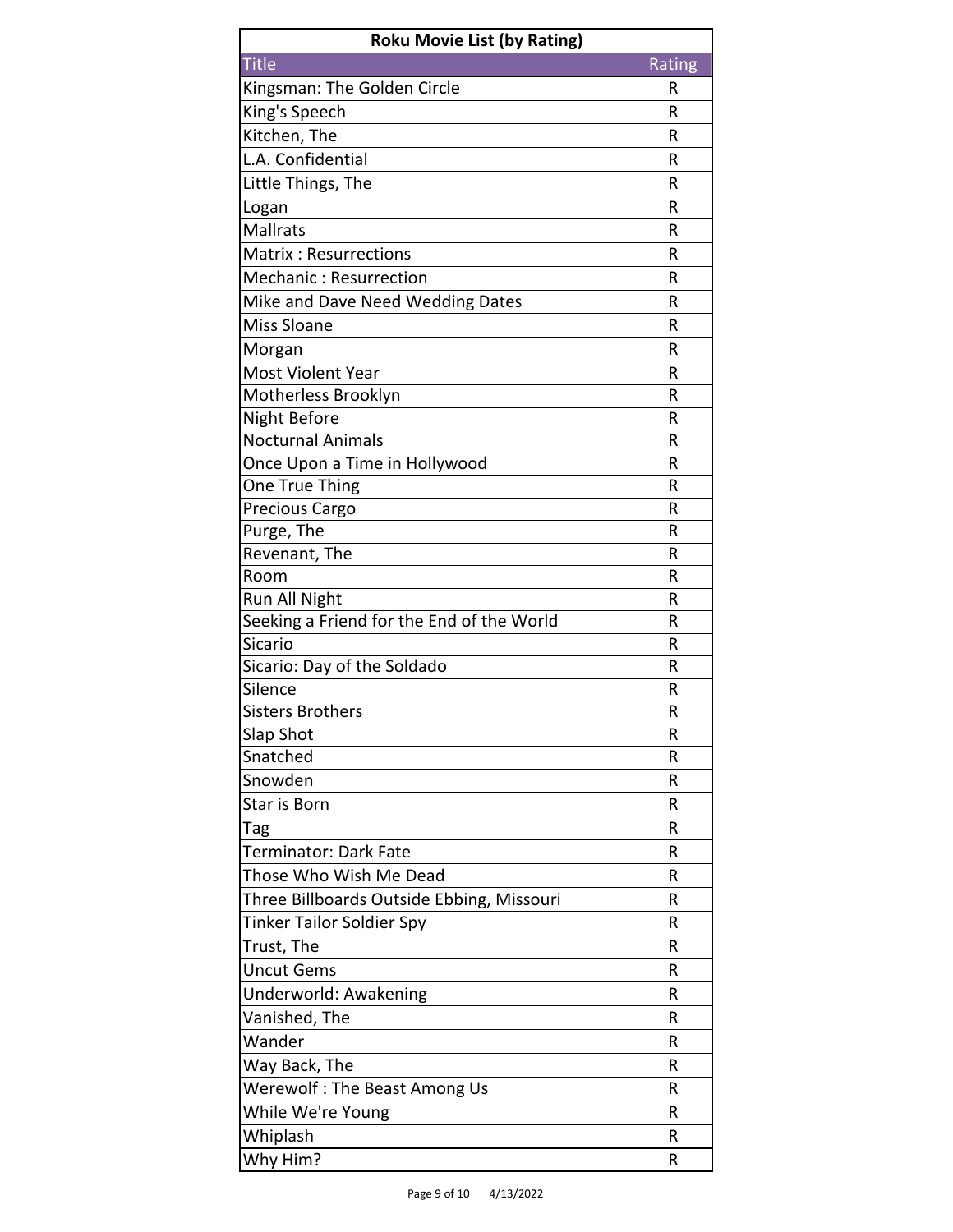| Roku Movie List (by Rating) | |
|---|---|
| Title | Rating |
| Kingsman: The Golden Circle | R |
| King's Speech | R |
| Kitchen, The | R |
| L.A. Confidential | R |
| Little Things, The | R |
| Logan | R |
| Mallrats | R |
| Matrix : Resurrections | R |
| Mechanic : Resurrection | R |
| Mike and Dave Need Wedding Dates | R |
| Miss Sloane | R |
| Morgan | R |
| Most Violent Year | R |
| Motherless Brooklyn | R |
| Night Before | R |
| Nocturnal Animals | R |
| Once Upon a Time in Hollywood | R |
| One True Thing | R |
| Precious Cargo | R |
| Purge, The | R |
| Revenant, The | R |
| Room | R |
| Run All Night | R |
| Seeking a Friend for the End of the World | R |
| Sicario | R |
| Sicario: Day of the Soldado | R |
| Silence | R |
| Sisters Brothers | R |
| Slap Shot | R |
| Snatched | R |
| Snowden | R |
| Star is Born | R |
| Tag | R |
| Terminator: Dark Fate | R |
| Those Who Wish Me Dead | R |
| Three Billboards Outside Ebbing, Missouri | R |
| Tinker Tailor Soldier Spy | R |
| Trust, The | R |
| Uncut Gems | R |
| Underworld: Awakening | R |
| Vanished, The | R |
| Wander | R |
| Way Back, The | R |
| Werewolf : The Beast Among Us | R |
| While We're Young | R |
| Whiplash | R |
| Why Him? | R |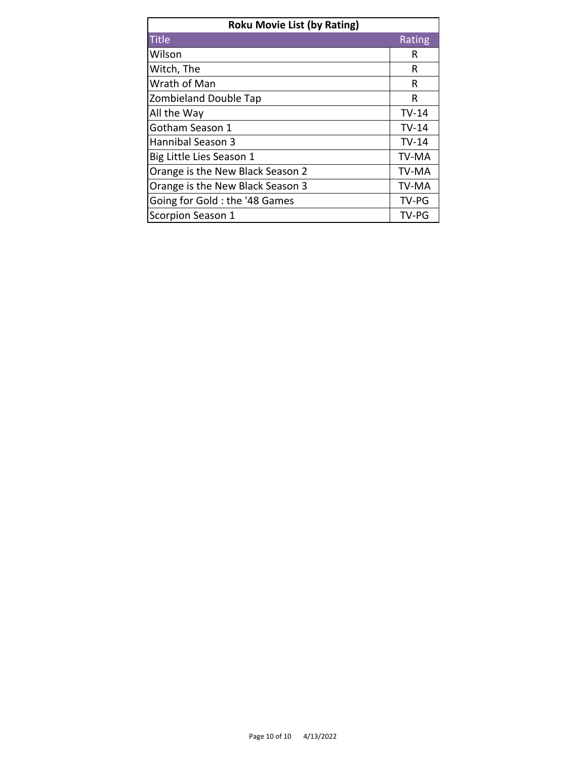| Roku Movie List (by Rating) | |
|---|---|
| Title | Rating |
| Wilson | R |
| Witch, The | R |
| Wrath of Man | R |
| Zombieland Double Tap | R |
| All the Way | TV-14 |
| Gotham Season 1 | TV-14 |
| Hannibal Season 3 | TV-14 |
| Big Little Lies Season 1 | TV-MA |
| Orange is the New Black Season 2 | TV-MA |
| Orange is the New Black Season 3 | TV-MA |
| Going for Gold : the '48 Games | TV-PG |
| Scorpion Season 1 | TV-PG |